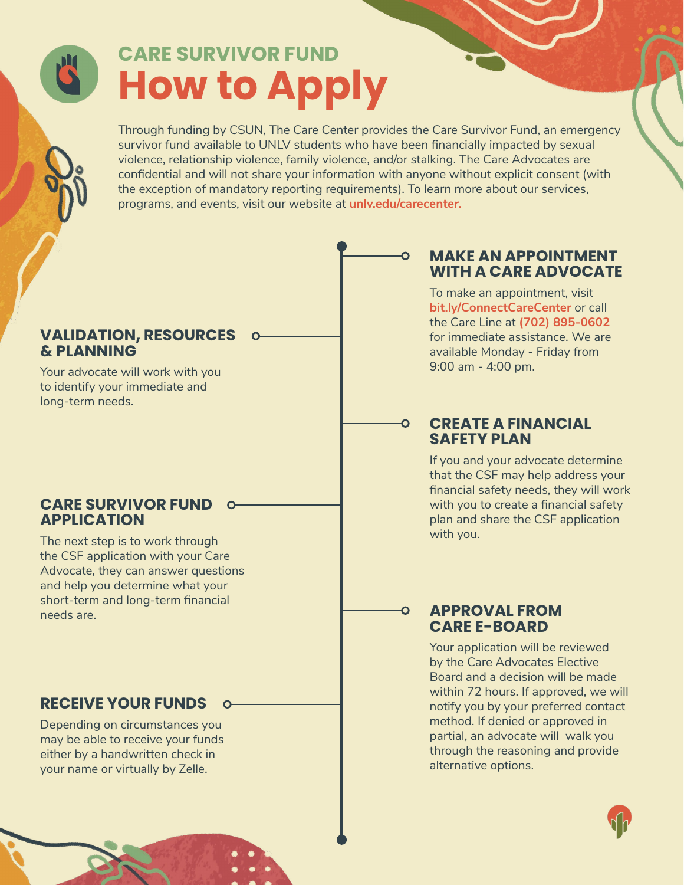## CARE SURVIVOR FUND

# How to Apply

Through funding by CSUN, The Care Center provides the Care Survivor Fund, an emergency survivor fund available to UNLV students who have been financially impacted by sexual violence, relationship violence, family violence, and/or stalking. The Care Advocates are confidential and will not share your information with anyone without explicit consent (with the exception of mandatory reporting requirements). To learn more about our services, programs, and events, visit our website at **unlv.edu/carecenter.**

### MAKE AN APPOINTMENT WITH A CARE ADVOCATE

To make an appointment, visit **bit.ly/ConnectCareCenter** or call the Care Line at **(702) 895-0602** for immediate assistance. We are available Monday - Friday from 9:00 am - 4:00 pm.

### VALIDATION, RESOURCES & PLANNING

Your advocate will work with you to identify your immediate and long-term needs.

### CREATE A FINANCIAL SAFETY PLAN

If you and your advocate determine that the CSF may help address your financial safety needs, they will work with you to create a financial safety plan and share the CSF application with you.

### CARE SURVIVOR FUND APPLICATION

The next step is to work through the CSF application with your Care Advocate, they can answer questions and help you determine what your short-term and long-term financial needs are.

### APPROVAL FROM CARE E-BOARD

Your application will be reviewed by the Care Advocates Elective Board and a decision will be made within 72 hours. If approved, we will notify you by your preferred contact method. If denied or approved in partial, an advocate will walk you through the reasoning and provide alternative options.

### RECEIVE YOUR FUNDS

Depending on circumstances you may be able to receive your funds either by a handwritten check in your name or virtually by Zelle.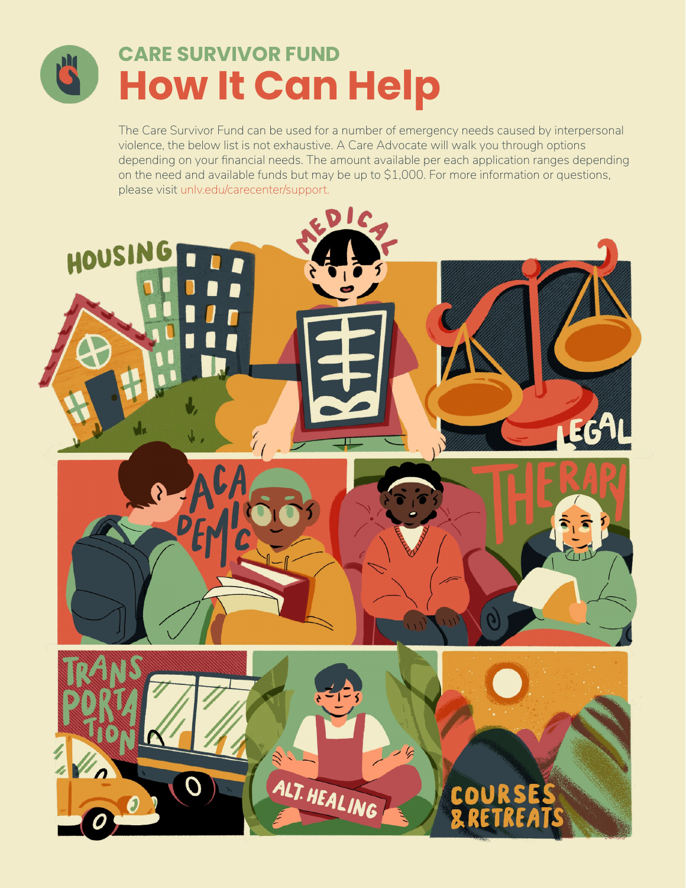## CARE SURVIVOR FUND

# How It Can Help

The Care Survivor Fund can be used for a number of emergency needs caused by interpersonal violence, the below list is not exhaustive. A Care Advocate will walk you through options depending on your financial needs. The amount available per each application ranges depending on the need and available funds but may be up to $1,000. For more information or questions, please visit unlv.edu/carecenter/support.

HOUSING

MEDICAL

LEGAL

ACADEMIC

THERAPY

TRANSPORTATION

ALT. HEALING

COURSES & RETREATS